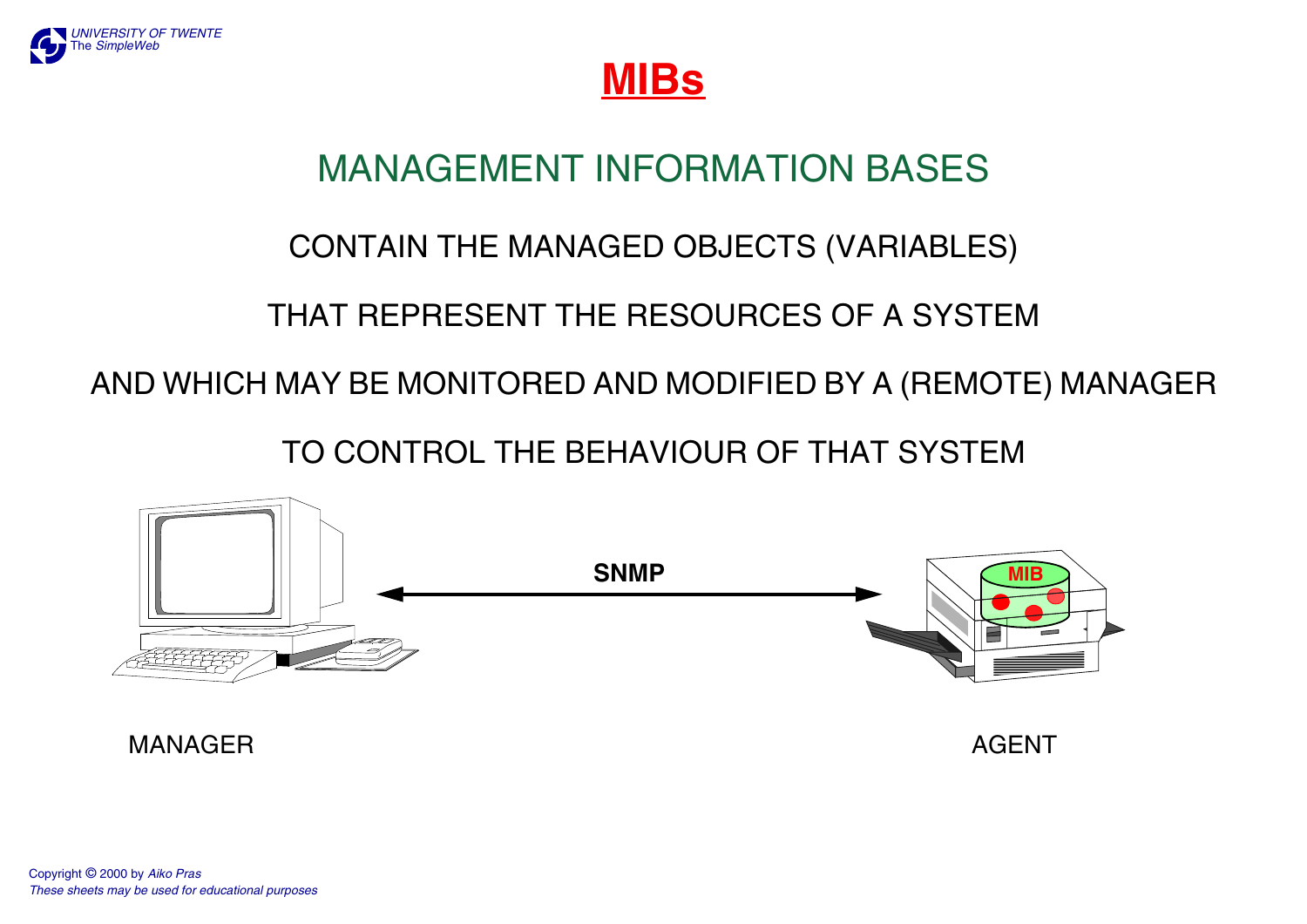# MIBs

## MANAGEMENT INFORMATION BASES

CONTAIN THE MANAGED OBJECTS (VARIABLES)

THAT REPRESENT THE RESOURCES OF A SYSTEM

AND WHICH MAY BE MONITORED AND MODIFIED BY A (REMOTE) MANAGER

TO CONTROL THE BEHAVIOUR OF THAT SYSTEM

SNMP

MIB

MANAGER

AGENT

Copyright © 2000 by *Aiko Pras*
*These sheets may be used for educational purposes*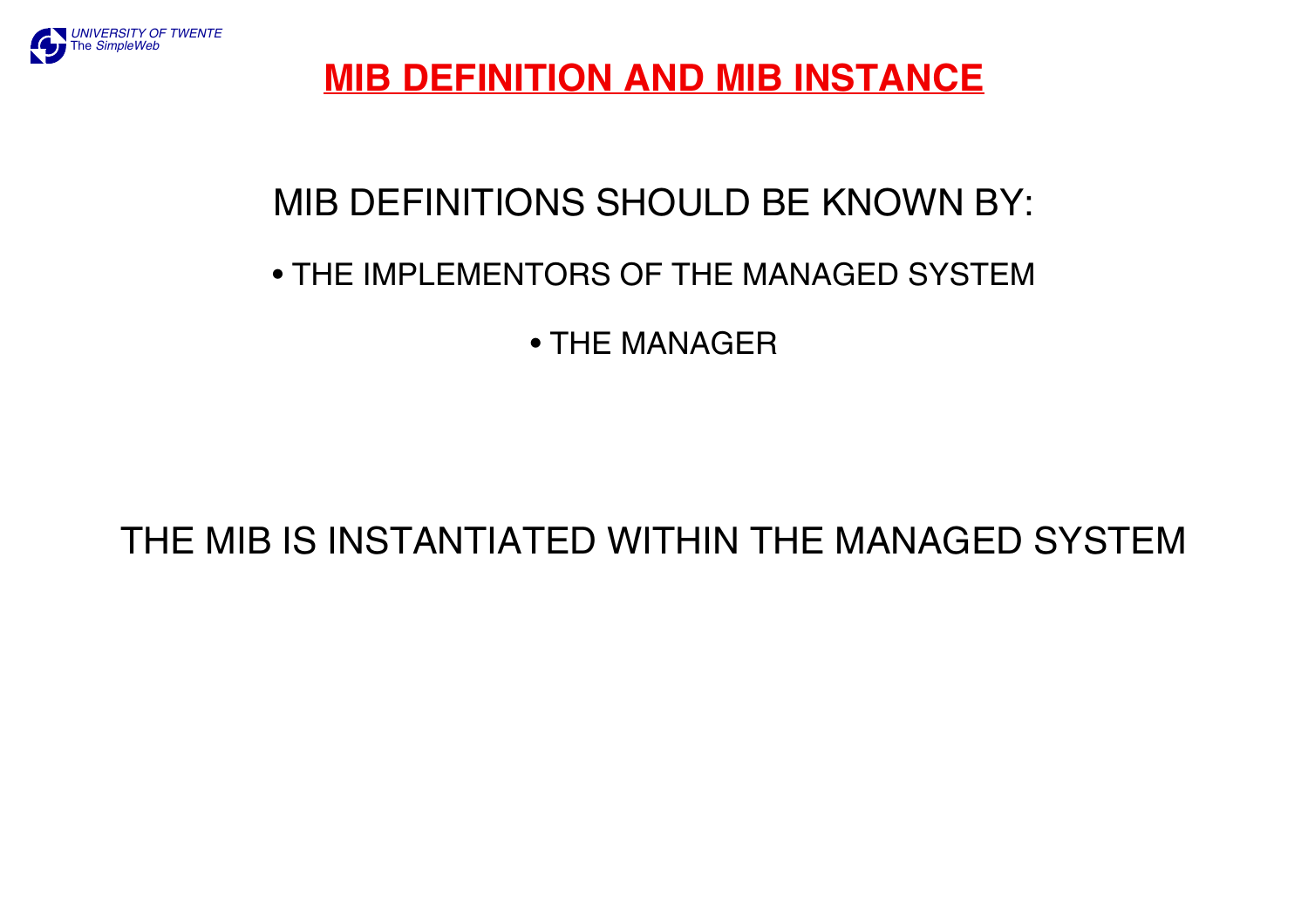# MIB DEFINITION AND MIB INSTANCE

MIB DEFINITIONS SHOULD BE KNOWN BY:

- THE IMPLEMENTORS OF THE MANAGED SYSTEM
- THE MANAGER

THE MIB IS INSTANTIATED WITHIN THE MANAGED SYSTEM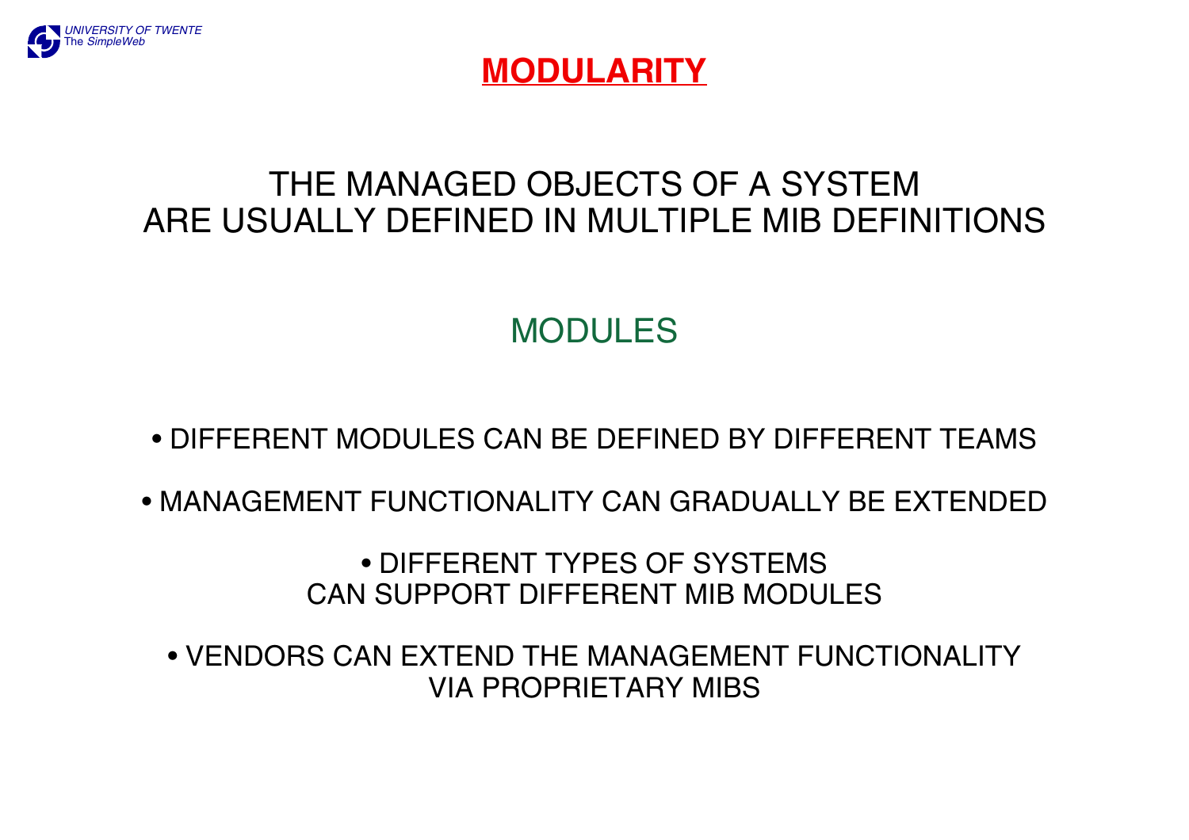# MODULARITY

THE MANAGED OBJECTS OF A SYSTEM
ARE USUALLY DEFINED IN MULTIPLE MIB DEFINITIONS

## MODULES

- DIFFERENT MODULES CAN BE DEFINED BY DIFFERENT TEAMS
- MANAGEMENT FUNCTIONALITY CAN GRADUALLY BE EXTENDED
- DIFFERENT TYPES OF SYSTEMS CAN SUPPORT DIFFERENT MIB MODULES
- VENDORS CAN EXTEND THE MANAGEMENT FUNCTIONALITY VIA PROPRIETARY MIBS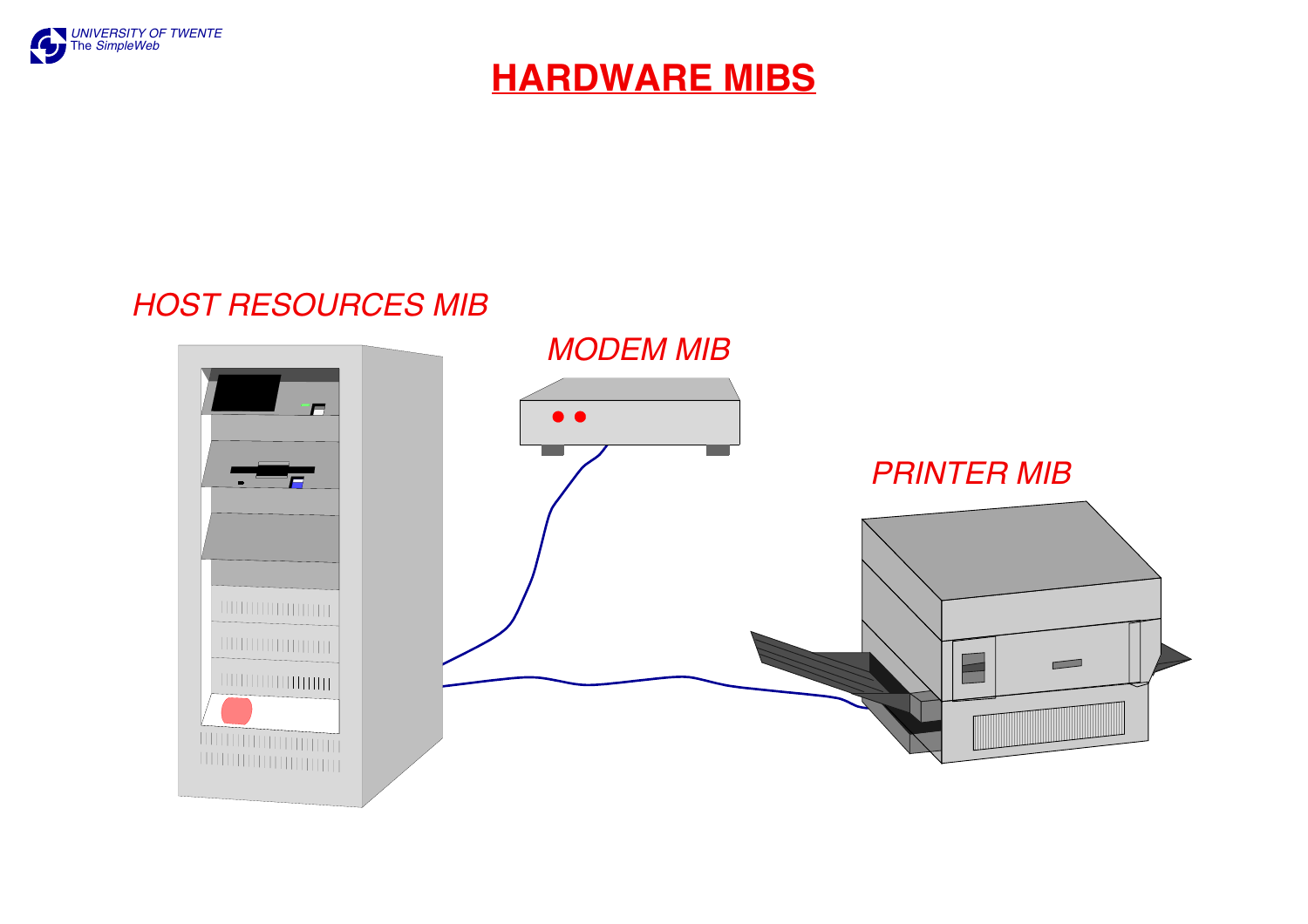# HARDWARE MIBS

*HOST RESOURCES MIB*

*MODEM MIB*

*PRINTER MIB*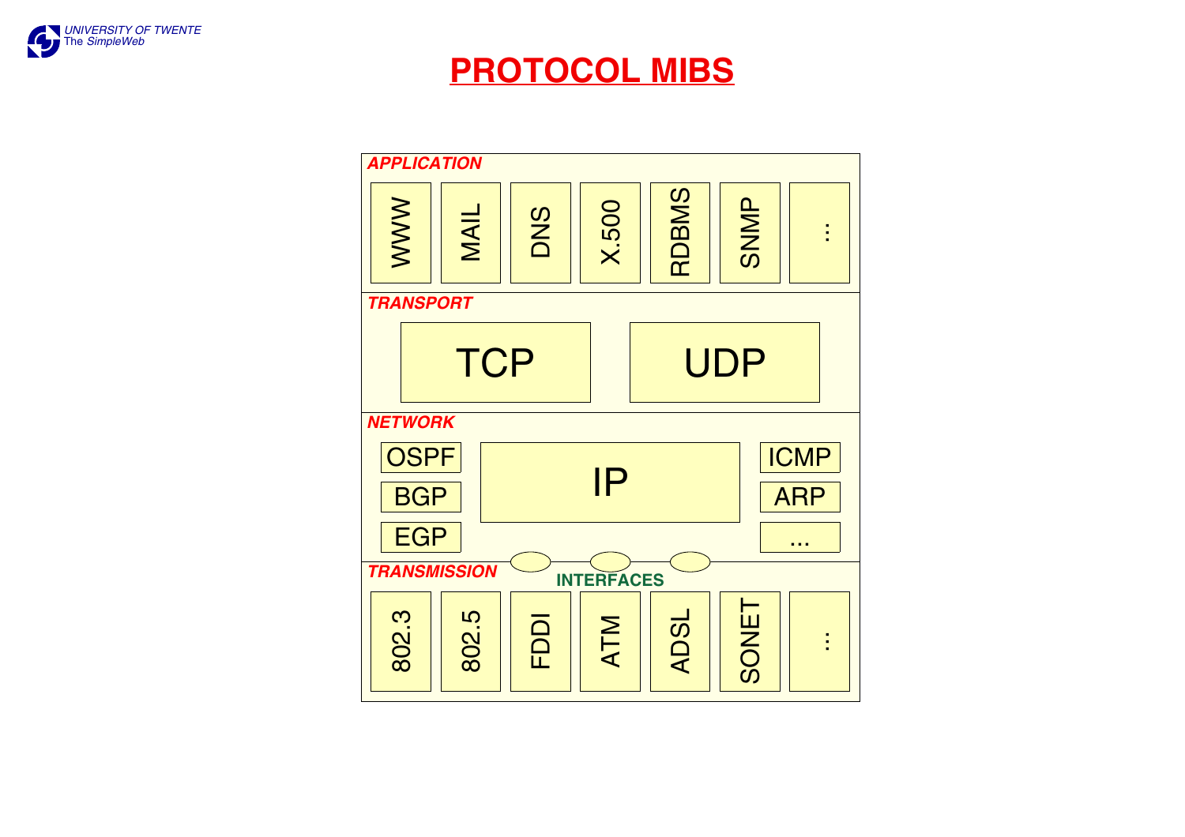# PROTOCOL MIBS

**APPLICATION**

WWW | MAIL | DNS | X.500 | RDBMS | SNMP | ...

**TRANSPORT**

TCP | UDP

**NETWORK**

OSPF | BGP | EGP | IP | ICMP | ARP | ...

**TRANSMISSION**

**INTERFACES**

802.3 | 802.5 | FDDI | ATM | ADSL | SONET | ...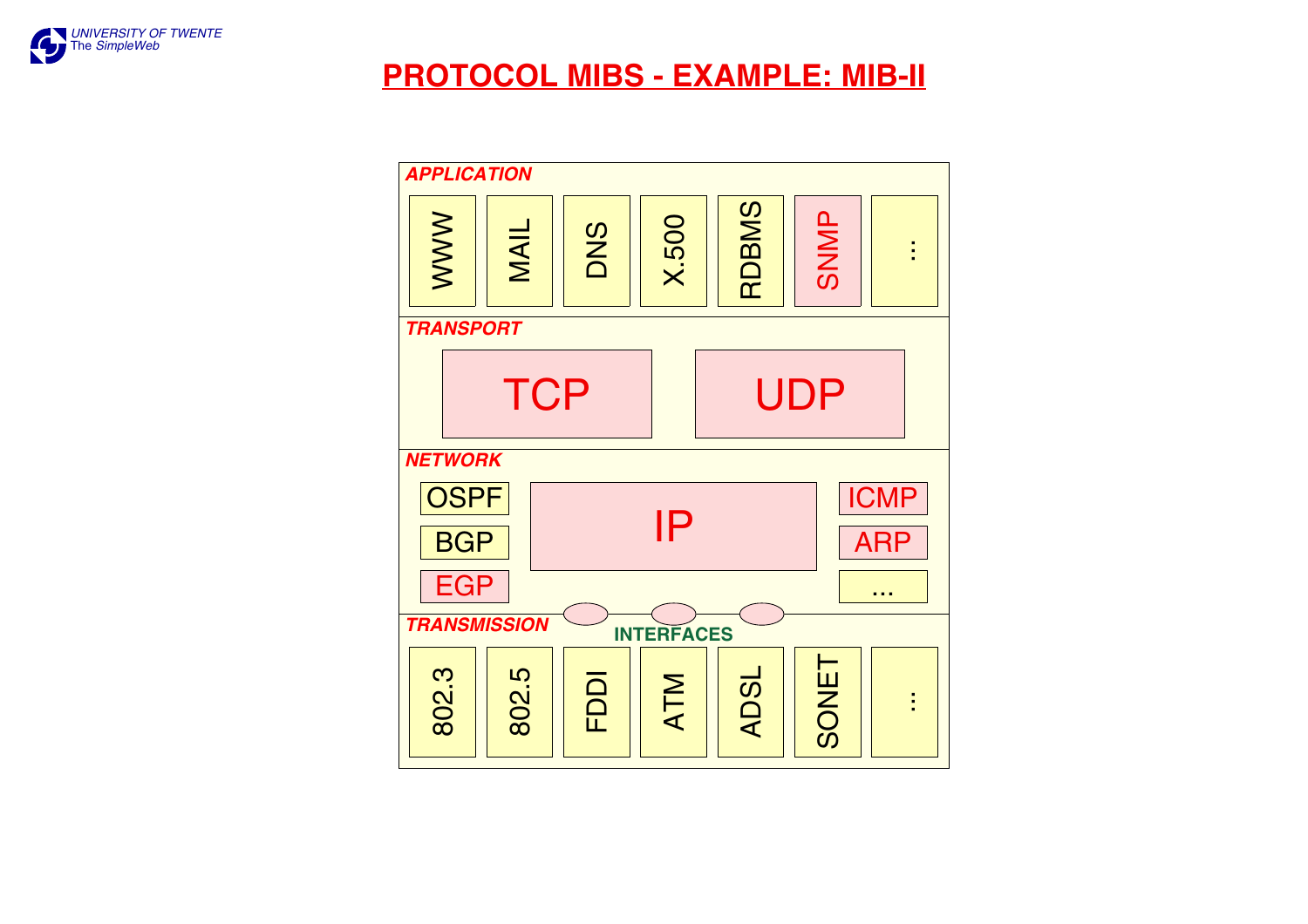# PROTOCOL MIBS - EXAMPLE: MIB-II

***APPLICATION***

WWW | MAIL | DNS | X.500 | RDBMS | SNMP | ...

***TRANSPORT***

TCP | UDP

***NETWORK***

OSPF | BGP | EGP | IP | ICMP | ARP | ...

**INTERFACES**

***TRANSMISSION***

802.3 | 802.5 | FDDI | ATM | ADSL | SONET | ...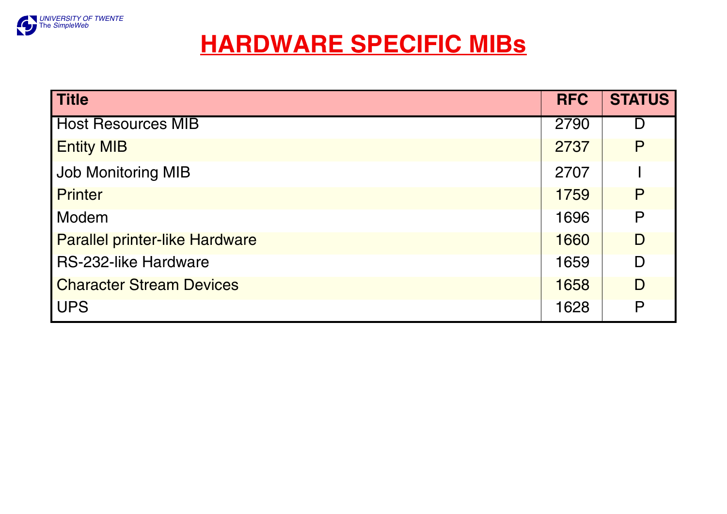# HARDWARE SPECIFIC MIBs

| Title | RFC | STATUS |
|---|---|---|
| Host Resources MIB | 2790 | D |
| Entity MIB | 2737 | P |
| Job Monitoring MIB | 2707 | I |
| Printer | 1759 | P |
| Modem | 1696 | P |
| Parallel printer-like Hardware | 1660 | D |
| RS-232-like Hardware | 1659 | D |
| Character Stream Devices | 1658 | D |
| UPS | 1628 | P |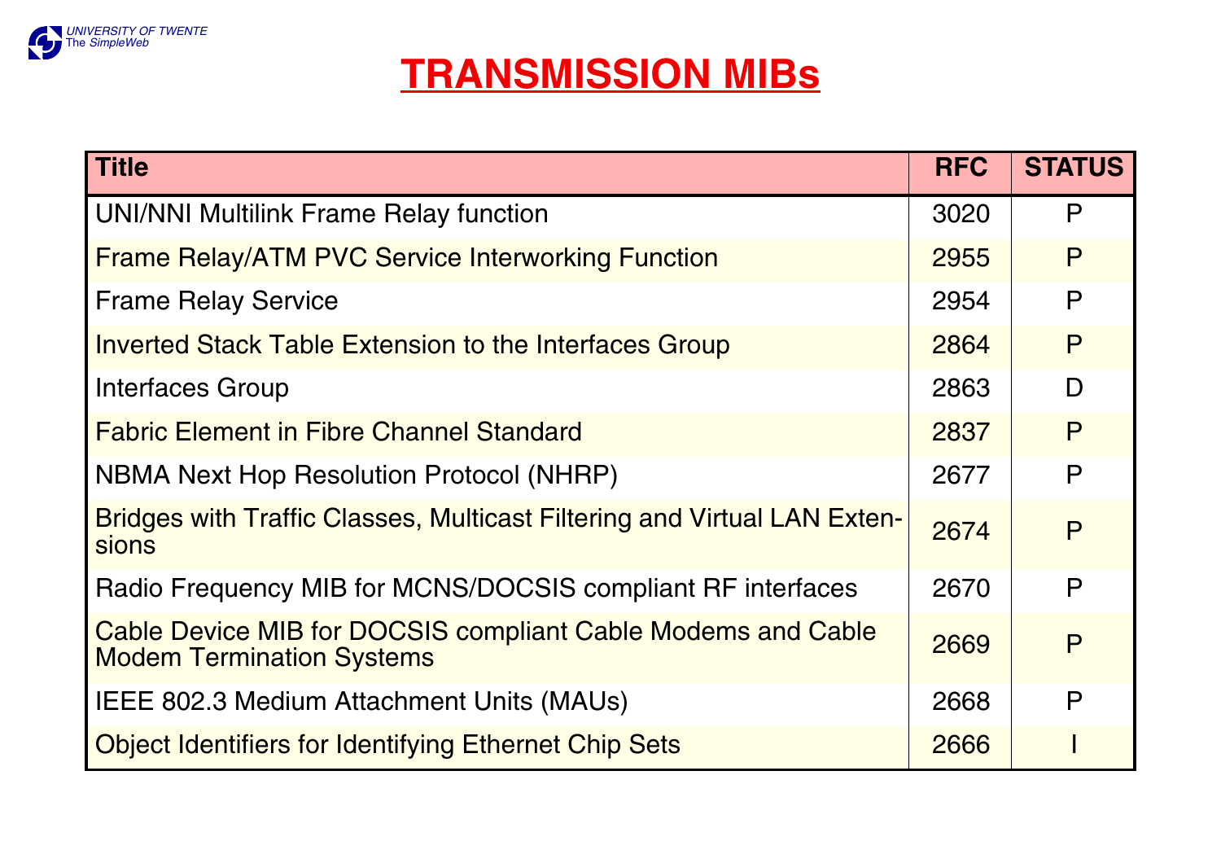# TRANSMISSION MIBs

| Title | RFC | STATUS |
|---|---|---|
| UNI/NNI Multilink Frame Relay function | 3020 | P |
| Frame Relay/ATM PVC Service Interworking Function | 2955 | P |
| Frame Relay Service | 2954 | P |
| Inverted Stack Table Extension to the Interfaces Group | 2864 | P |
| Interfaces Group | 2863 | D |
| Fabric Element in Fibre Channel Standard | 2837 | P |
| NBMA Next Hop Resolution Protocol (NHRP) | 2677 | P |
| Bridges with Traffic Classes, Multicast Filtering and Virtual LAN Extensions | 2674 | P |
| Radio Frequency MIB for MCNS/DOCSIS compliant RF interfaces | 2670 | P |
| Cable Device MIB for DOCSIS compliant Cable Modems and Cable Modem Termination Systems | 2669 | P |
| IEEE 802.3 Medium Attachment Units (MAUs) | 2668 | P |
| Object Identifiers for Identifying Ethernet Chip Sets | 2666 | I |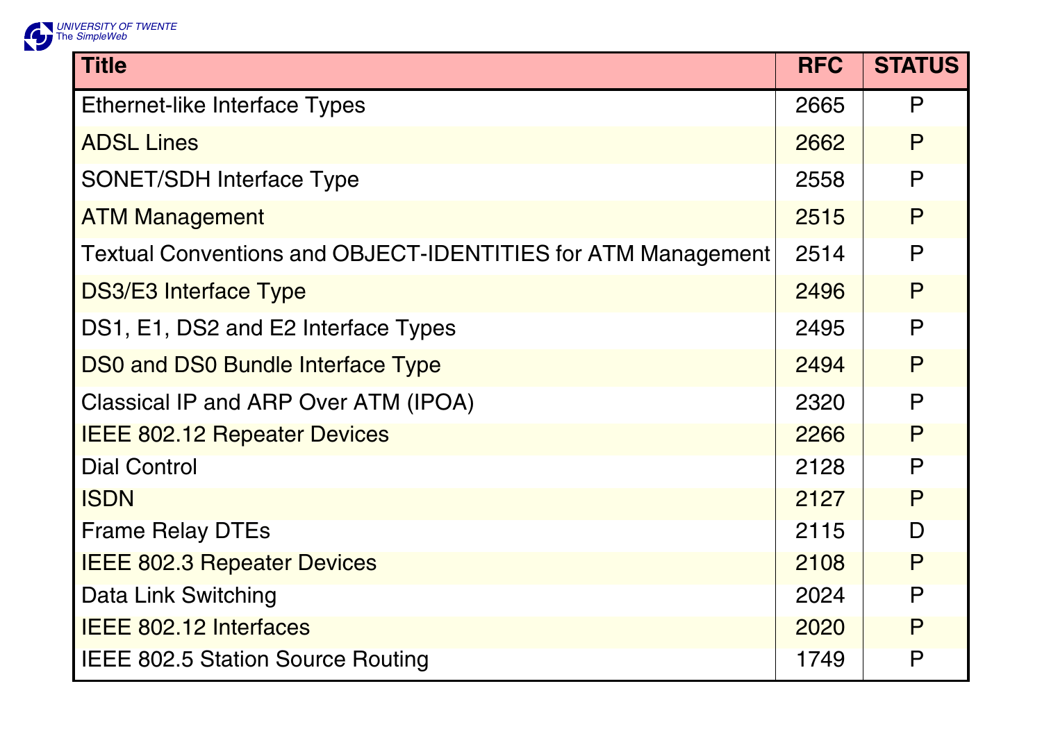| Title | RFC | STATUS |
|---|---|---|
| Ethernet-like Interface Types | 2665 | P |
| ADSL Lines | 2662 | P |
| SONET/SDH Interface Type | 2558 | P |
| ATM Management | 2515 | P |
| Textual Conventions and OBJECT-IDENTITIES for ATM Management | 2514 | P |
| DS3/E3 Interface Type | 2496 | P |
| DS1, E1, DS2 and E2 Interface Types | 2495 | P |
| DS0 and DS0 Bundle Interface Type | 2494 | P |
| Classical IP and ARP Over ATM (IPOA) | 2320 | P |
| IEEE 802.12 Repeater Devices | 2266 | P |
| Dial Control | 2128 | P |
| ISDN | 2127 | P |
| Frame Relay DTEs | 2115 | D |
| IEEE 802.3 Repeater Devices | 2108 | P |
| Data Link Switching | 2024 | P |
| IEEE 802.12 Interfaces | 2020 | P |
| IEEE 802.5 Station Source Routing | 1749 | P |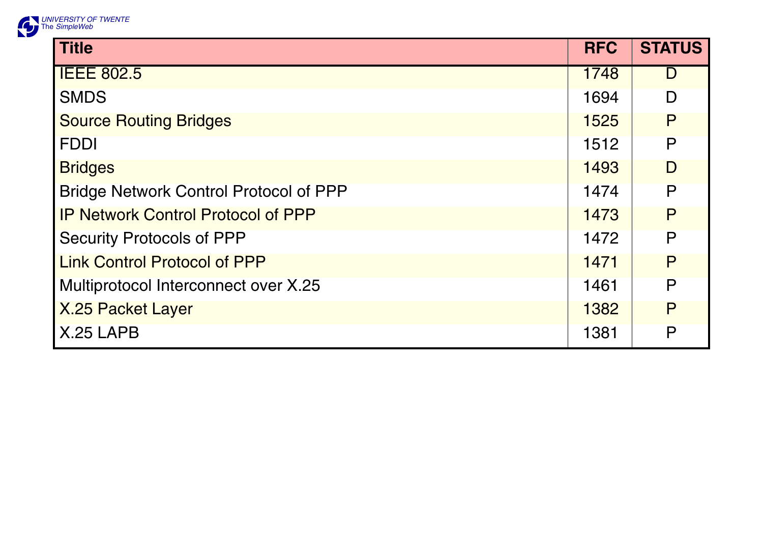| Title | RFC | STATUS |
| --- | --- | --- |
| IEEE 802.5 | 1748 | D |
| SMDS | 1694 | D |
| Source Routing Bridges | 1525 | P |
| FDDI | 1512 | P |
| Bridges | 1493 | D |
| Bridge Network Control Protocol of PPP | 1474 | P |
| IP Network Control Protocol of PPP | 1473 | P |
| Security Protocols of PPP | 1472 | P |
| Link Control Protocol of PPP | 1471 | P |
| Multiprotocol Interconnect over X.25 | 1461 | P |
| X.25 Packet Layer | 1382 | P |
| X.25 LAPB | 1381 | P |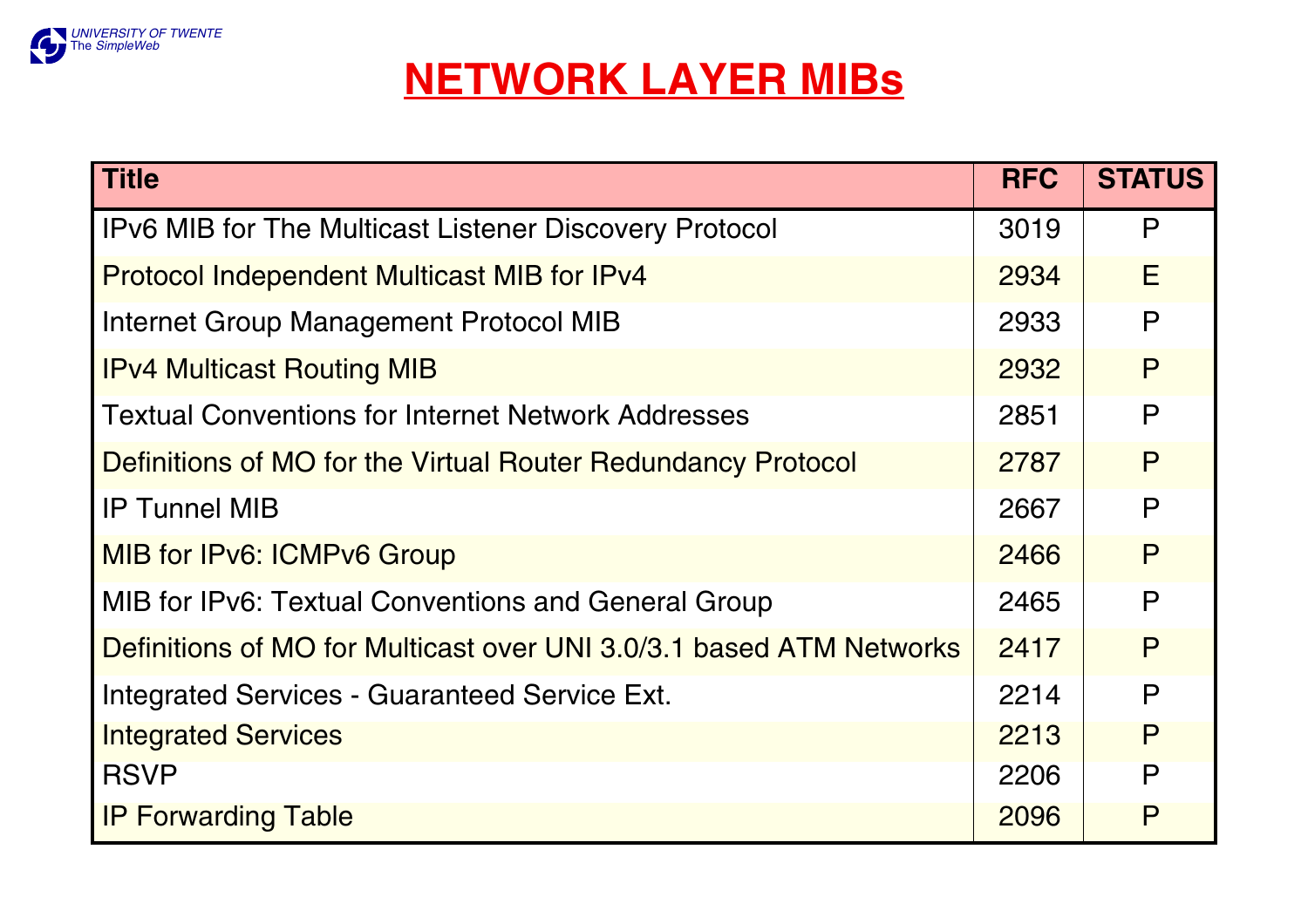# NETWORK LAYER MIBs

| Title | RFC | STATUS |
| --- | --- | --- |
| IPv6 MIB for The Multicast Listener Discovery Protocol | 3019 | P |
| Protocol Independent Multicast MIB for IPv4 | 2934 | E |
| Internet Group Management Protocol MIB | 2933 | P |
| IPv4 Multicast Routing MIB | 2932 | P |
| Textual Conventions for Internet Network Addresses | 2851 | P |
| Definitions of MO for the Virtual Router Redundancy Protocol | 2787 | P |
| IP Tunnel MIB | 2667 | P |
| MIB for IPv6: ICMPv6 Group | 2466 | P |
| MIB for IPv6: Textual Conventions and General Group | 2465 | P |
| Definitions of MO for Multicast over UNI 3.0/3.1 based ATM Networks | 2417 | P |
| Integrated Services - Guaranteed Service Ext. | 2214 | P |
| Integrated Services | 2213 | P |
| RSVP | 2206 | P |
| IP Forwarding Table | 2096 | P |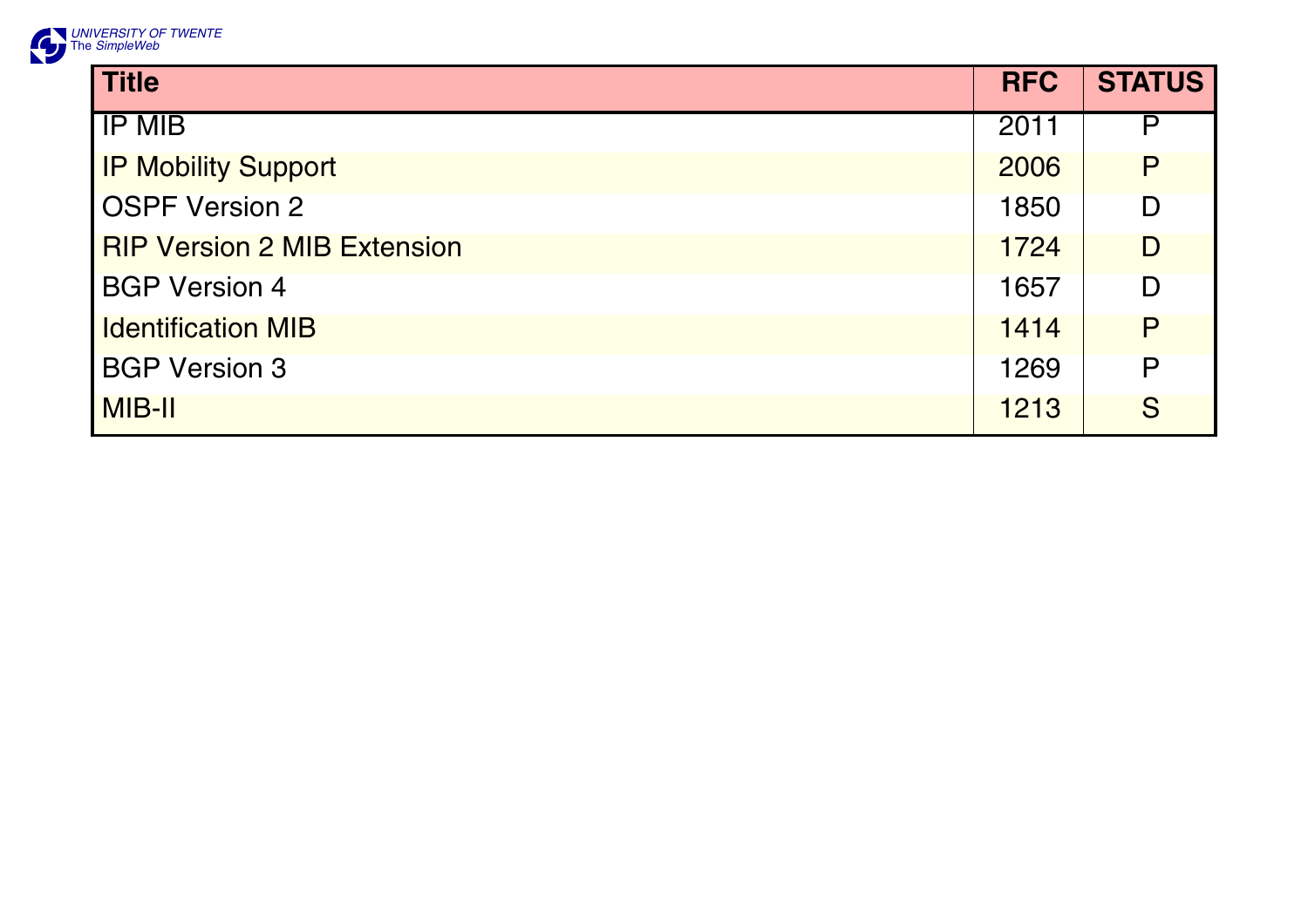| Title | RFC | STATUS |
|---|---|---|
| IP MIB | 2011 | P |
| IP Mobility Support | 2006 | P |
| OSPF Version 2 | 1850 | D |
| RIP Version 2 MIB Extension | 1724 | D |
| BGP Version 4 | 1657 | D |
| Identification MIB | 1414 | P |
| BGP Version 3 | 1269 | P |
| MIB-II | 1213 | S |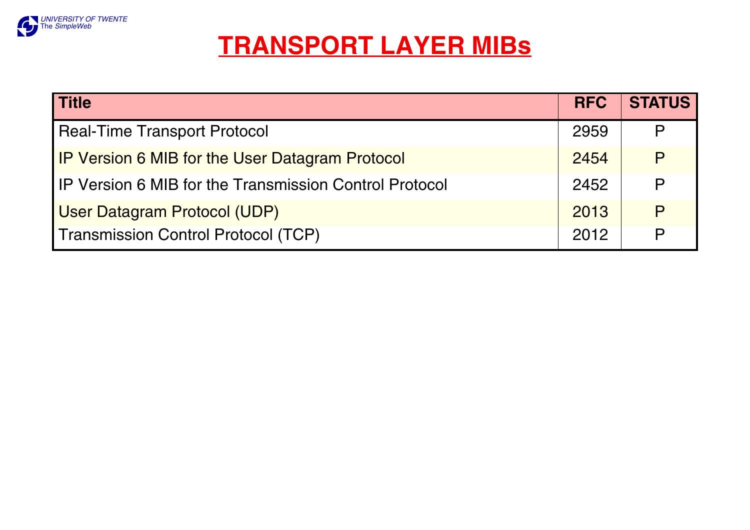# TRANSPORT LAYER MIBs

| Title | RFC | STATUS |
|---|---|---|
| Real-Time Transport Protocol | 2959 | P |
| IP Version 6 MIB for the User Datagram Protocol | 2454 | P |
| IP Version 6 MIB for the Transmission Control Protocol | 2452 | P |
| User Datagram Protocol (UDP) | 2013 | P |
| Transmission Control Protocol (TCP) | 2012 | P |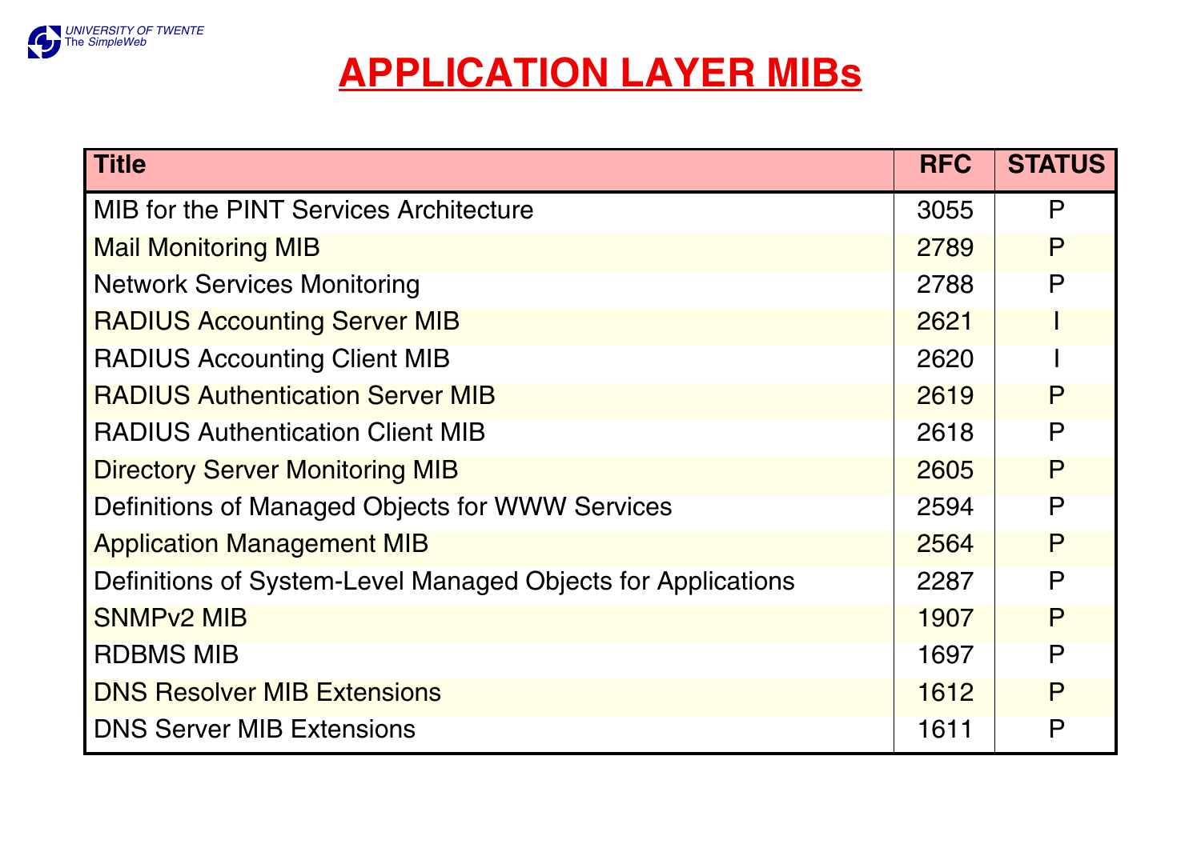# APPLICATION LAYER MIBs

| Title | RFC | STATUS |
|---|---|---|
| MIB for the PINT Services Architecture | 3055 | P |
| Mail Monitoring MIB | 2789 | P |
| Network Services Monitoring | 2788 | P |
| RADIUS Accounting Server MIB | 2621 | I |
| RADIUS Accounting Client MIB | 2620 | I |
| RADIUS Authentication Server MIB | 2619 | P |
| RADIUS Authentication Client MIB | 2618 | P |
| Directory Server Monitoring MIB | 2605 | P |
| Definitions of Managed Objects for WWW Services | 2594 | P |
| Application Management MIB | 2564 | P |
| Definitions of System-Level Managed Objects for Applications | 2287 | P |
| SNMPv2 MIB | 1907 | P |
| RDBMS MIB | 1697 | P |
| DNS Resolver MIB Extensions | 1612 | P |
| DNS Server MIB Extensions | 1611 | P |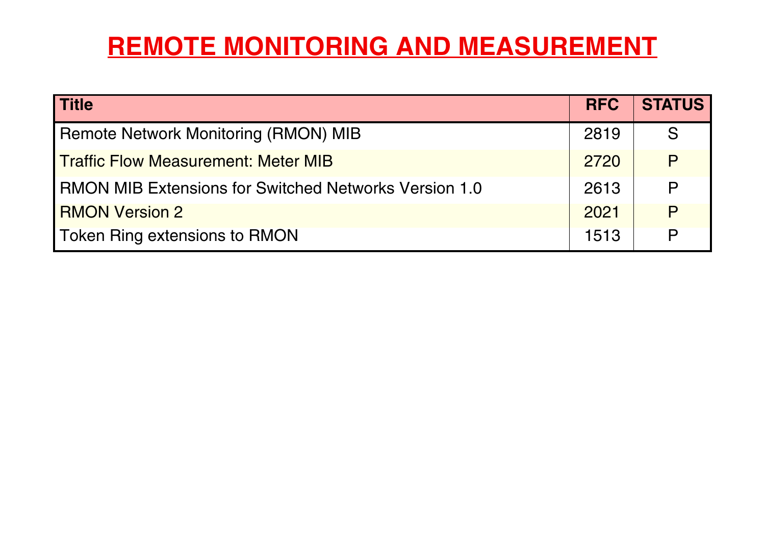# REMOTE MONITORING AND MEASUREMENT

| Title | RFC | STATUS |
|---|---|---|
| Remote Network Monitoring (RMON) MIB | 2819 | S |
| Traffic Flow Measurement: Meter MIB | 2720 | P |
| RMON MIB Extensions for Switched Networks Version 1.0 | 2613 | P |
| RMON Version 2 | 2021 | P |
| Token Ring extensions to RMON | 1513 | P |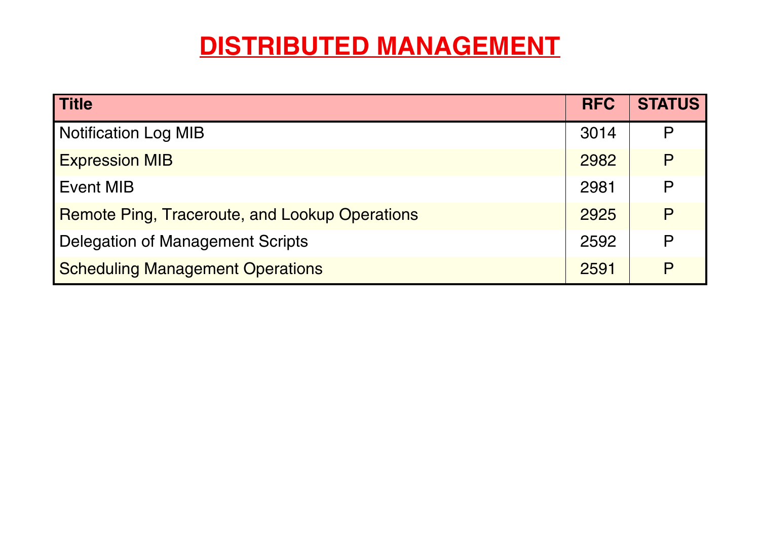# DISTRIBUTED MANAGEMENT

| Title | RFC | STATUS |
|---|---|---|
| Notification Log MIB | 3014 | P |
| Expression MIB | 2982 | P |
| Event MIB | 2981 | P |
| Remote Ping, Traceroute, and Lookup Operations | 2925 | P |
| Delegation of Management Scripts | 2592 | P |
| Scheduling Management Operations | 2591 | P |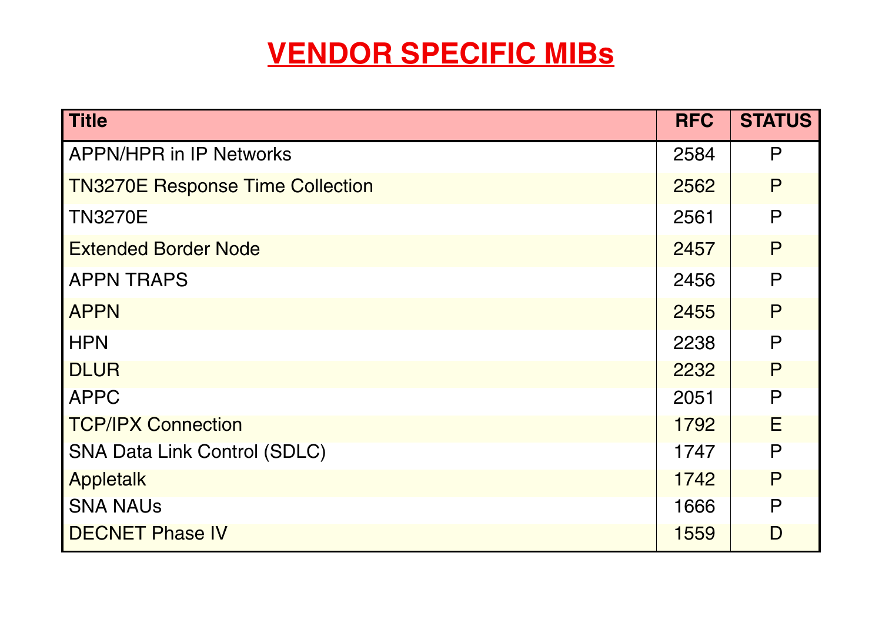# VENDOR SPECIFIC MIBs

| Title | RFC | STATUS |
|---|---|---|
| APPN/HPR in IP Networks | 2584 | P |
| TN3270E Response Time Collection | 2562 | P |
| TN3270E | 2561 | P |
| Extended Border Node | 2457 | P |
| APPN TRAPS | 2456 | P |
| APPN | 2455 | P |
| HPN | 2238 | P |
| DLUR | 2232 | P |
| APPC | 2051 | P |
| TCP/IPX Connection | 1792 | E |
| SNA Data Link Control (SDLC) | 1747 | P |
| Appletalk | 1742 | P |
| SNA NAUs | 1666 | P |
| DECNET Phase IV | 1559 | D |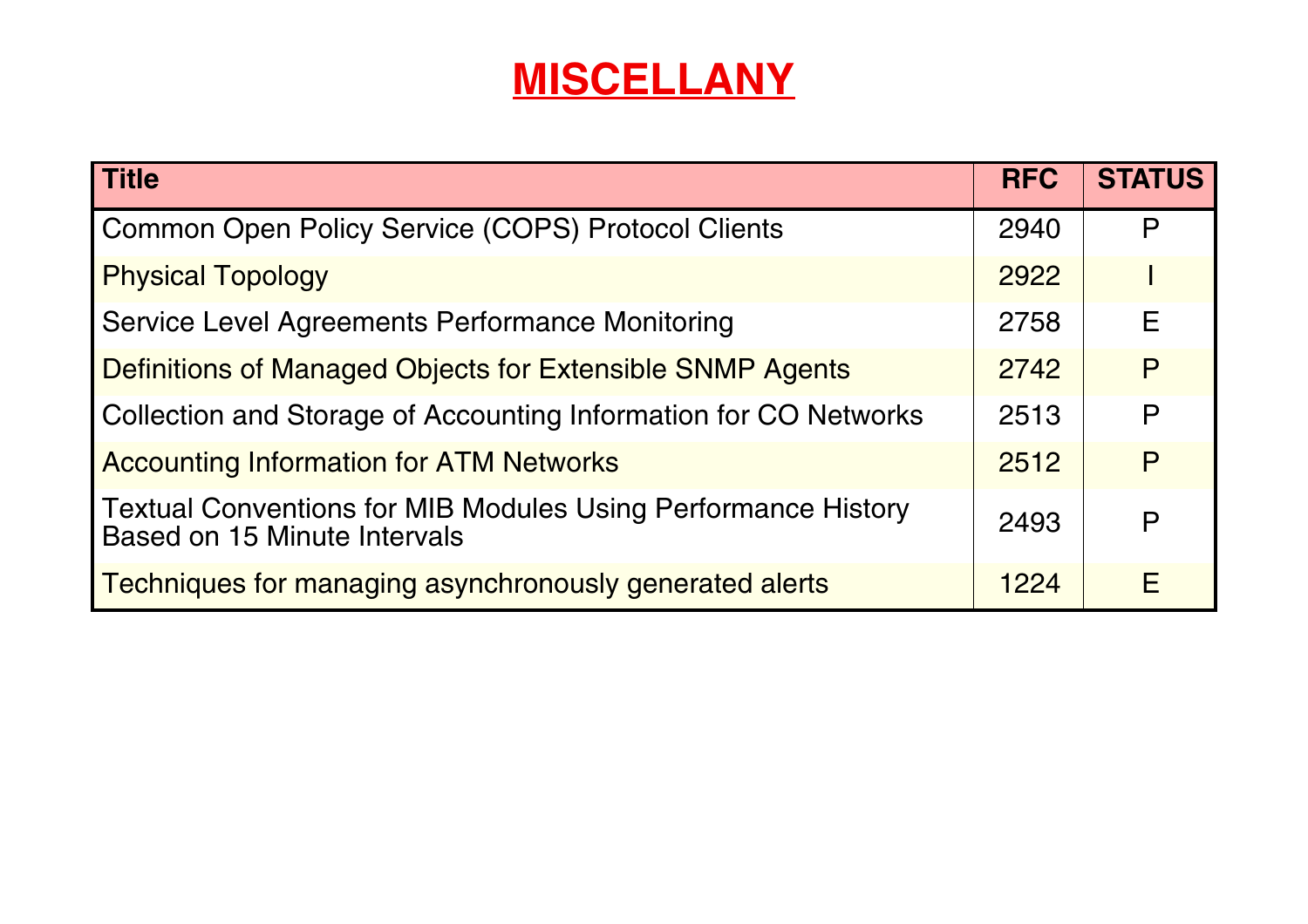# MISCELLANY

| Title | RFC | STATUS |
| --- | --- | --- |
| Common Open Policy Service (COPS) Protocol Clients | 2940 | P |
| Physical Topology | 2922 | I |
| Service Level Agreements Performance Monitoring | 2758 | E |
| Definitions of Managed Objects for Extensible SNMP Agents | 2742 | P |
| Collection and Storage of Accounting Information for CO Networks | 2513 | P |
| Accounting Information for ATM Networks | 2512 | P |
| Textual Conventions for MIB Modules Using Performance History Based on 15 Minute Intervals | 2493 | P |
| Techniques for managing asynchronously generated alerts | 1224 | E |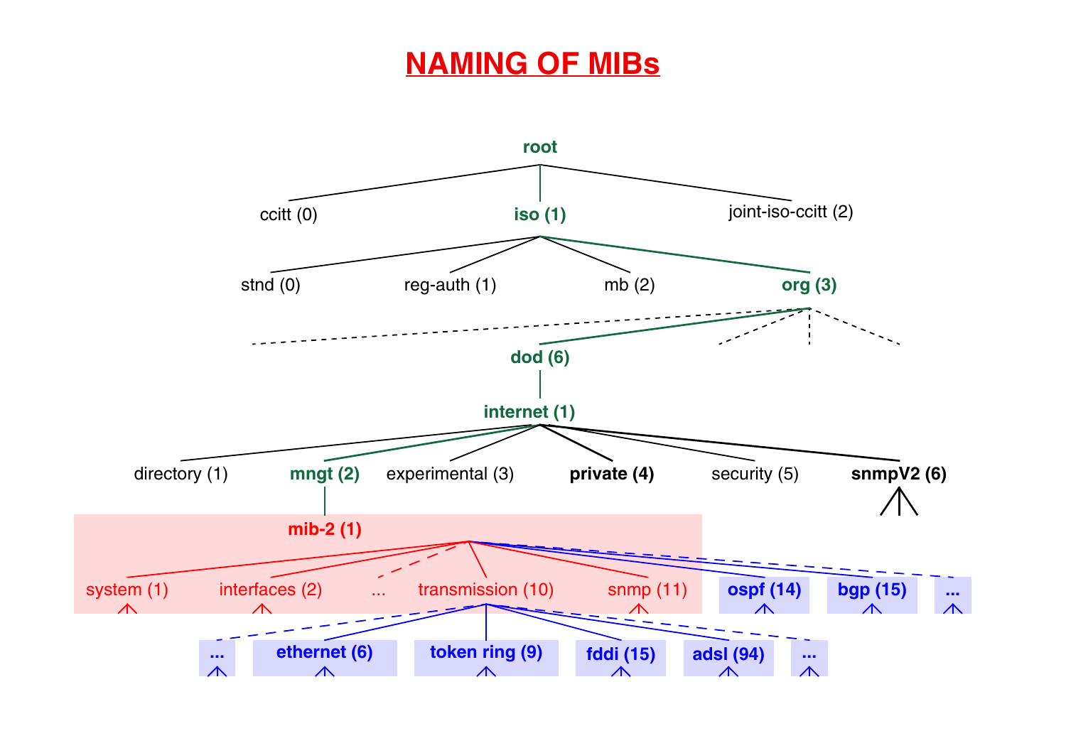# NAMING OF MIBs

root

ccitt (0)
iso (1)
joint-iso-ccitt (2)

stnd (0)
reg-auth (1)
mb (2)
org (3)

dod (6)

internet (1)

directory (1)
mngt (2)
experimental (3)
private (4)
security (5)
snmpV2 (6)

mib-2 (1)

system (1)
interfaces (2)
...
transmission (10)
snmp (11)
ospf (14)
bgp (15)
...

...
ethernet (6)
token ring (9)
fddi (15)
adsl (94)
...